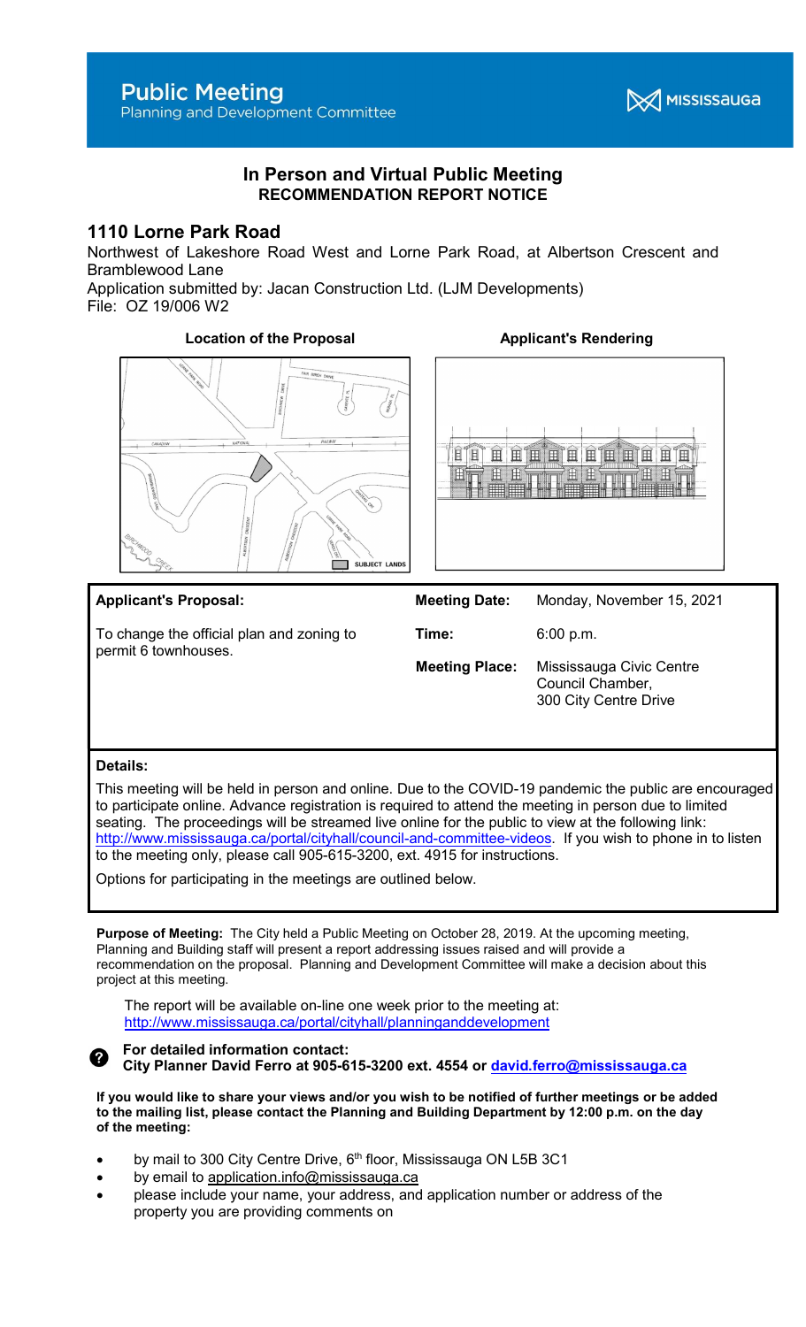# Public Meeting

Planning and Development Committee

MISSISSAUGA

## In Person and Virtual Public Meeting
**RECOMMENDATION REPORT NOTICE**

## 1110 Lorne Park Road

Northwest of Lakeshore Road West and Lorne Park Road, at Albertson Crescent and Bramblewood Lane

Application submitted by: Jacan Construction Ltd. (LJM Developments)

File: OZ 19/006 W2

**Location of the Proposal** | **Applicant's Rendering**

| **Applicant's Proposal:** | **Meeting Date:** | Monday, November 15, 2021 |
|---|---|---|
| To change the official plan and zoning to permit 6 townhouses. | **Time:** | 6:00 p.m. |
| | **Meeting Place:** | Mississauga Civic Centre Council Chamber, 300 City Centre Drive |

**Details:**

This meeting will be held in person and online. Due to the COVID-19 pandemic the public are encouraged to participate online. Advance registration is required to attend the meeting in person due to limited seating. The proceedings will be streamed live online for the public to view at the following link: http://www.mississauga.ca/portal/cityhall/council-and-committee-videos. If you wish to phone in to listen to the meeting only, please call 905-615-3200, ext. 4915 for instructions.

Options for participating in the meetings are outlined below.

**Purpose of Meeting:** The City held a Public Meeting on October 28, 2019. At the upcoming meeting, Planning and Building staff will present a report addressing issues raised and will provide a recommendation on the proposal. Planning and Development Committee will make a decision about this project at this meeting.

The report will be available on-line one week prior to the meeting at: http://www.mississauga.ca/portal/cityhall/planninganddevelopment

**For detailed information contact:**
**City Planner David Ferro at 905-615-3200 ext. 4554 or david.ferro@mississauga.ca**

**If you would like to share your views and/or you wish to be notified of further meetings or be added to the mailing list, please contact the Planning and Building Department by 12:00 p.m. on the day of the meeting:**

- by mail to 300 City Centre Drive, 6th floor, Mississauga ON L5B 3C1
- by email to application.info@mississauga.ca
- please include your name, your address, and application number or address of the property you are providing comments on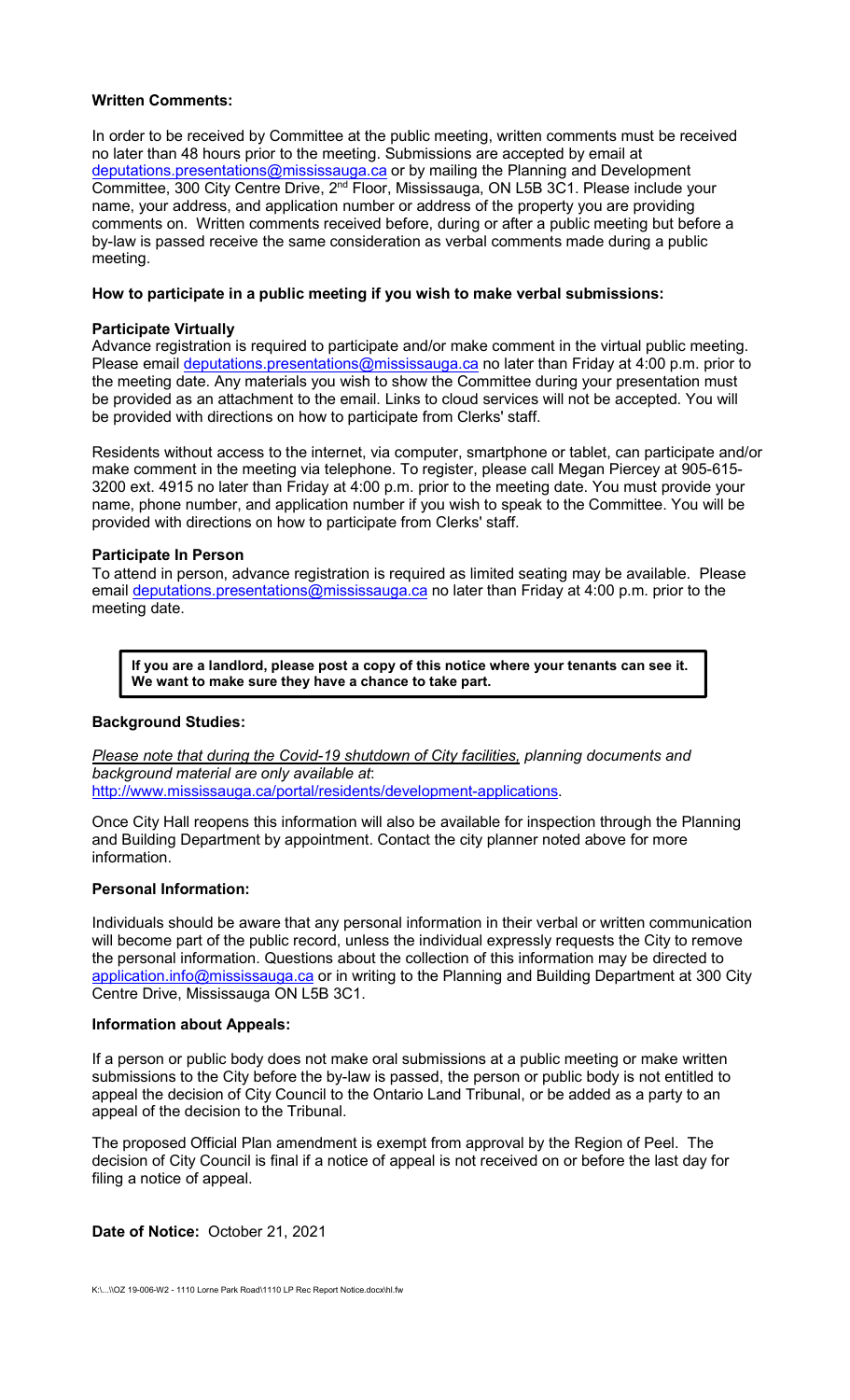**Written Comments:**

In order to be received by Committee at the public meeting, written comments must be received no later than 48 hours prior to the meeting. Submissions are accepted by email at deputations.presentations@mississauga.ca or by mailing the Planning and Development Committee, 300 City Centre Drive, 2nd Floor, Mississauga, ON L5B 3C1. Please include your name, your address, and application number or address of the property you are providing comments on. Written comments received before, during or after a public meeting but before a by-law is passed receive the same consideration as verbal comments made during a public meeting.

**How to participate in a public meeting if you wish to make verbal submissions:**

**Participate Virtually**
Advance registration is required to participate and/or make comment in the virtual public meeting. Please email deputations.presentations@mississauga.ca no later than Friday at 4:00 p.m. prior to the meeting date. Any materials you wish to show the Committee during your presentation must be provided as an attachment to the email. Links to cloud services will not be accepted. You will be provided with directions on how to participate from Clerks' staff.

Residents without access to the internet, via computer, smartphone or tablet, can participate and/or make comment in the meeting via telephone. To register, please call Megan Piercey at 905-615-3200 ext. 4915 no later than Friday at 4:00 p.m. prior to the meeting date. You must provide your name, phone number, and application number if you wish to speak to the Committee. You will be provided with directions on how to participate from Clerks' staff.

**Participate In Person**
To attend in person, advance registration is required as limited seating may be available. Please email deputations.presentations@mississauga.ca no later than Friday at 4:00 p.m. prior to the meeting date.

**If you are a landlord, please post a copy of this notice where your tenants can see it. We want to make sure they have a chance to take part.**

**Background Studies:**

*Please note that during the Covid-19 shutdown of City facilities, planning documents and background material are only available at*:
http://www.mississauga.ca/portal/residents/development-applications.

Once City Hall reopens this information will also be available for inspection through the Planning and Building Department by appointment. Contact the city planner noted above for more information.

**Personal Information:**

Individuals should be aware that any personal information in their verbal or written communication will become part of the public record, unless the individual expressly requests the City to remove the personal information. Questions about the collection of this information may be directed to application.info@mississauga.ca or in writing to the Planning and Building Department at 300 City Centre Drive, Mississauga ON L5B 3C1.

**Information about Appeals:**

If a person or public body does not make oral submissions at a public meeting or make written submissions to the City before the by-law is passed, the person or public body is not entitled to appeal the decision of City Council to the Ontario Land Tribunal, or be added as a party to an appeal of the decision to the Tribunal.

The proposed Official Plan amendment is exempt from approval by the Region of Peel. The decision of City Council is final if a notice of appeal is not received on or before the last day for filing a notice of appeal.

**Date of Notice:** October 21, 2021

K:\...\OZ 19-006-W2 - 1110 Lorne Park Road\1110 LP Rec Report Notice.docx\hl.fw